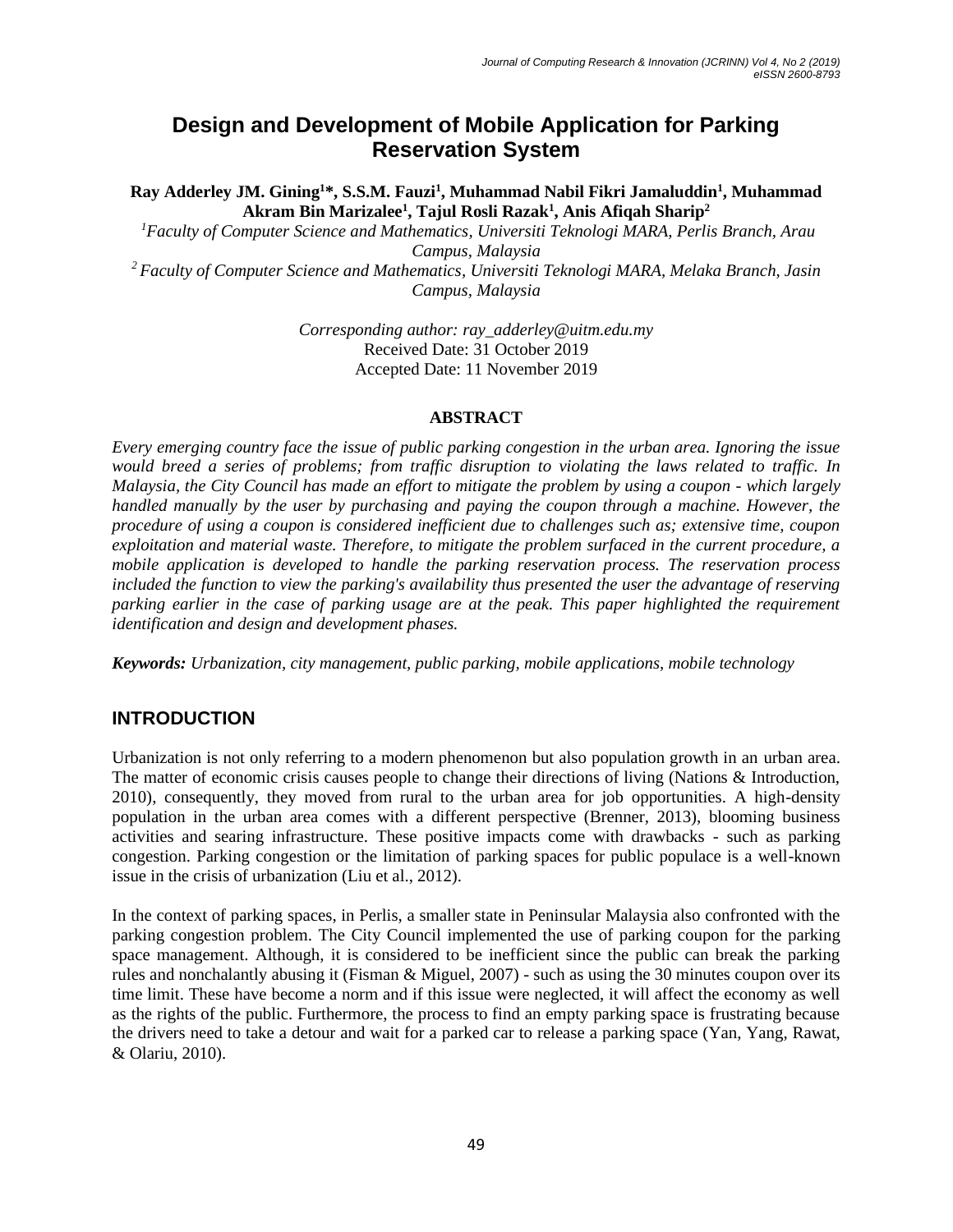# Design and Development of Mobile Application for Parking Reservation System

**Ray Adderley JM. Gining[1]\*, S.S.M. Fauzi[1], Muhammad Nabil Fikri Jamaluddin[1], Muhammad Akram Bin Marizalee[1], Tajul Rosli Razak[1], Anis Afiqah Sharip[2]**

*[1]Faculty of Computer Science and Mathematics, Universiti Teknologi MARA, Perlis Branch, Arau Campus, Malaysia*

*[2] Faculty of Computer Science and Mathematics, Universiti Teknologi MARA, Melaka Branch, Jasin Campus, Malaysia*

*Corresponding author: ray_adderley@uitm.edu.my*
Received Date: 31 October 2019
Accepted Date: 11 November 2019

**ABSTRACT**

*Every emerging country face the issue of public parking congestion in the urban area. Ignoring the issue would breed a series of problems; from traffic disruption to violating the laws related to traffic. In Malaysia, the City Council has made an effort to mitigate the problem by using a coupon - which largely handled manually by the user by purchasing and paying the coupon through a machine. However, the procedure of using a coupon is considered inefficient due to challenges such as; extensive time, coupon exploitation and material waste. Therefore, to mitigate the problem surfaced in the current procedure, a mobile application is developed to handle the parking reservation process. The reservation process included the function to view the parking's availability thus presented the user the advantage of reserving parking earlier in the case of parking usage are at the peak. This paper highlighted the requirement identification and design and development phases.*

***Keywords:*** *Urbanization, city management, public parking, mobile applications, mobile technology*

## INTRODUCTION

Urbanization is not only referring to a modern phenomenon but also population growth in an urban area. The matter of economic crisis causes people to change their directions of living (Nations & Introduction, 2010), consequently, they moved from rural to the urban area for job opportunities. A high-density population in the urban area comes with a different perspective (Brenner, 2013), blooming business activities and searing infrastructure. These positive impacts come with drawbacks - such as parking congestion. Parking congestion or the limitation of parking spaces for public populace is a well-known issue in the crisis of urbanization (Liu et al., 2012).

In the context of parking spaces, in Perlis, a smaller state in Peninsular Malaysia also confronted with the parking congestion problem. The City Council implemented the use of parking coupon for the parking space management. Although, it is considered to be inefficient since the public can break the parking rules and nonchalantly abusing it (Fisman & Miguel, 2007) - such as using the 30 minutes coupon over its time limit. These have become a norm and if this issue were neglected, it will affect the economy as well as the rights of the public. Furthermore, the process to find an empty parking space is frustrating because the drivers need to take a detour and wait for a parked car to release a parking space (Yan, Yang, Rawat, & Olariu, 2010).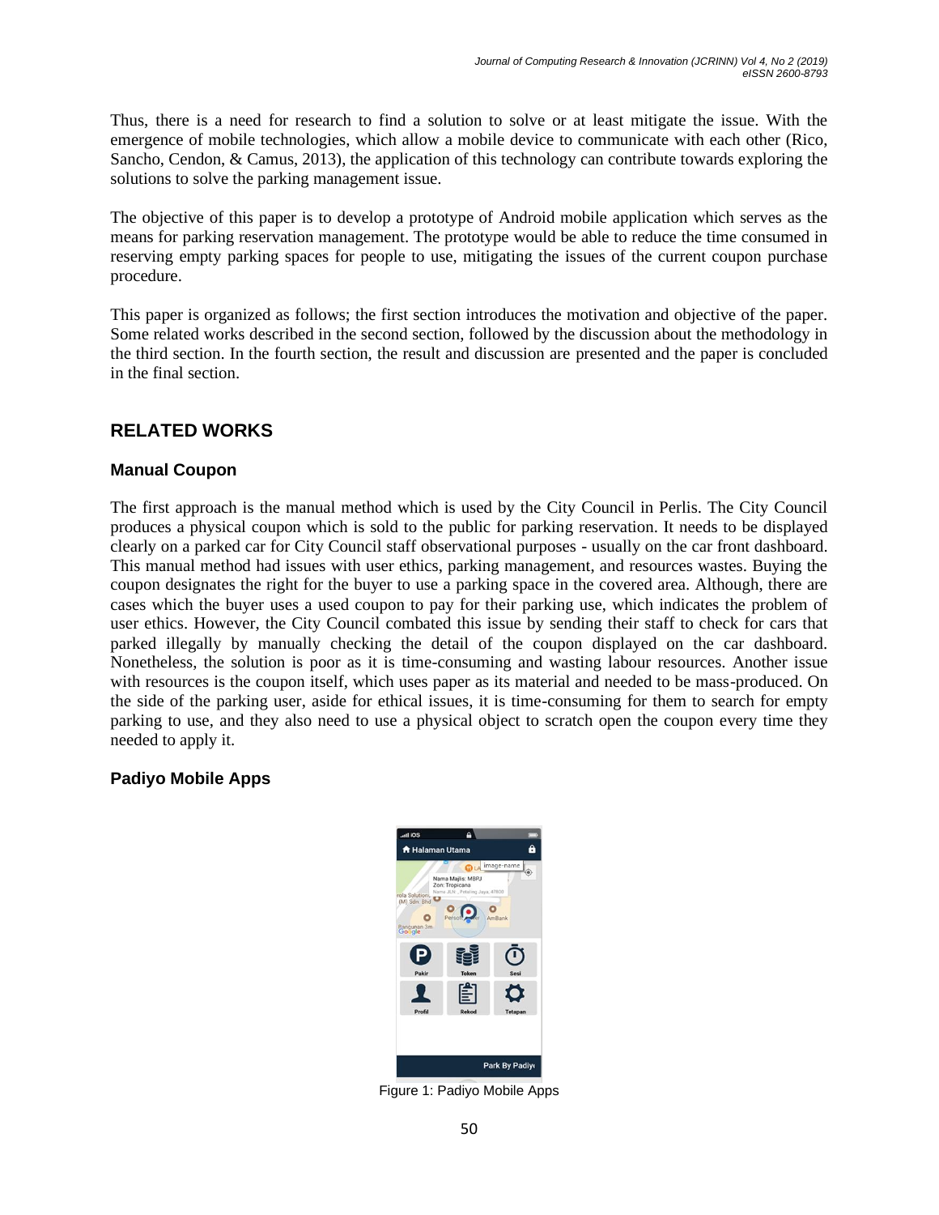Thus, there is a need for research to find a solution to solve or at least mitigate the issue. With the emergence of mobile technologies, which allow a mobile device to communicate with each other (Rico, Sancho, Cendon, & Camus, 2013), the application of this technology can contribute towards exploring the solutions to solve the parking management issue.

The objective of this paper is to develop a prototype of Android mobile application which serves as the means for parking reservation management. The prototype would be able to reduce the time consumed in reserving empty parking spaces for people to use, mitigating the issues of the current coupon purchase procedure.

This paper is organized as follows; the first section introduces the motivation and objective of the paper. Some related works described in the second section, followed by the discussion about the methodology in the third section. In the fourth section, the result and discussion are presented and the paper is concluded in the final section.

## RELATED WORKS

### Manual Coupon

The first approach is the manual method which is used by the City Council in Perlis. The City Council produces a physical coupon which is sold to the public for parking reservation. It needs to be displayed clearly on a parked car for City Council staff observational purposes - usually on the car front dashboard. This manual method had issues with user ethics, parking management, and resources wastes. Buying the coupon designates the right for the buyer to use a parking space in the covered area. Although, there are cases which the buyer uses a used coupon to pay for their parking use, which indicates the problem of user ethics. However, the City Council combated this issue by sending their staff to check for cars that parked illegally by manually checking the detail of the coupon displayed on the car dashboard. Nonetheless, the solution is poor as it is time-consuming and wasting labour resources. Another issue with resources is the coupon itself, which uses paper as its material and needed to be mass-produced. On the side of the parking user, aside for ethical issues, it is time-consuming for them to search for empty parking to use, and they also need to use a physical object to scratch open the coupon every time they needed to apply it.

### Padiyo Mobile Apps

Figure 1: Padiyo Mobile Apps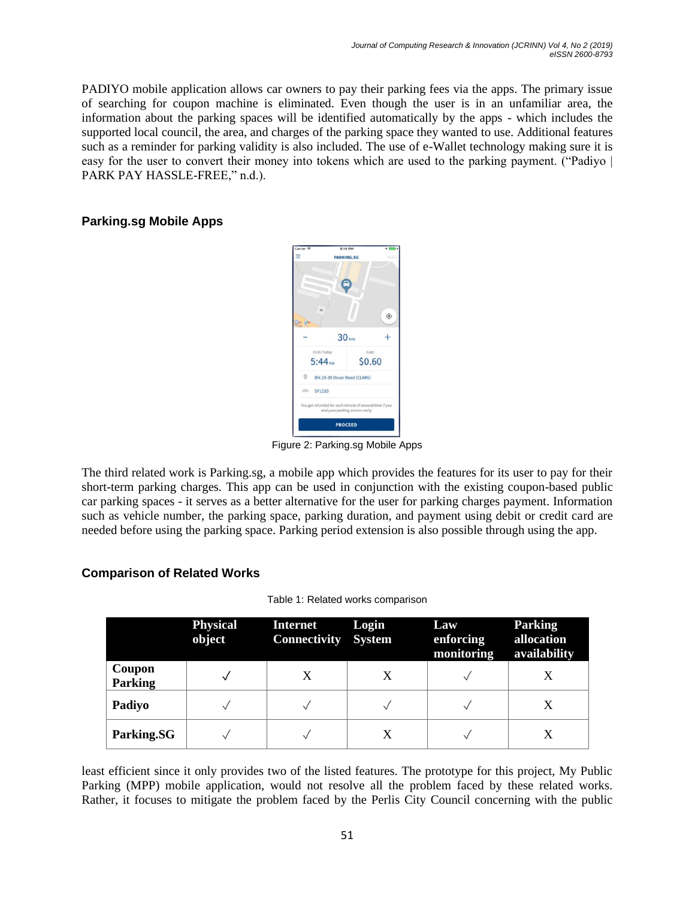PADIYO mobile application allows car owners to pay their parking fees via the apps. The primary issue of searching for coupon machine is eliminated. Even though the user is in an unfamiliar area, the information about the parking spaces will be identified automatically by the apps - which includes the supported local council, the area, and charges of the parking space they wanted to use. Additional features such as a reminder for parking validity is also included. The use of e-Wallet technology making sure it is easy for the user to convert their money into tokens which are used to the parking payment. ("Padiyo | PARK PAY HASSLE-FREE," n.d.).

### Parking.sg Mobile Apps

Figure 2: Parking.sg Mobile Apps

The third related work is Parking.sg, a mobile app which provides the features for its user to pay for their short-term parking charges. This app can be used in conjunction with the existing coupon-based public car parking spaces - it serves as a better alternative for the user for parking charges payment. Information such as vehicle number, the parking space, parking duration, and payment using debit or credit card are needed before using the parking space. Parking period extension is also possible through using the app.

### Comparison of Related Works

Table 1: Related works comparison

| | Physical object | Internet Connectivity | Login System | Law enforcing monitoring | Parking allocation availability |
|---|---|---|---|---|---|
| **Coupon Parking** | ✓ | X | X | ✓ | X |
| **Padiyo** | ✓ | ✓ | ✓ | ✓ | X |
| **Parking.SG** | ✓ | ✓ | X | ✓ | X |

least efficient since it only provides two of the listed features. The prototype for this project, My Public Parking (MPP) mobile application, would not resolve all the problem faced by these related works. Rather, it focuses to mitigate the problem faced by the Perlis City Council concerning with the public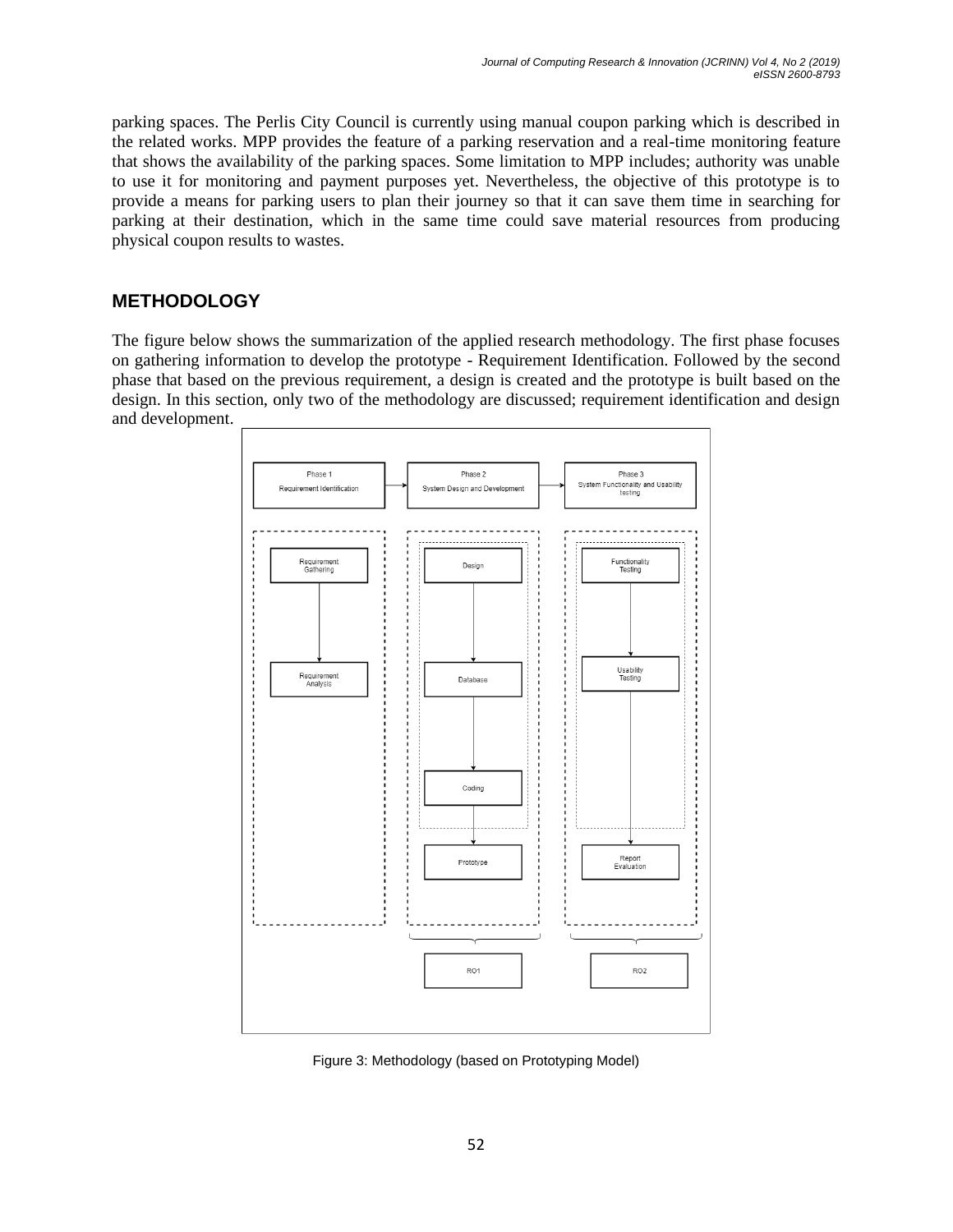parking spaces. The Perlis City Council is currently using manual coupon parking which is described in the related works. MPP provides the feature of a parking reservation and a real-time monitoring feature that shows the availability of the parking spaces. Some limitation to MPP includes; authority was unable to use it for monitoring and payment purposes yet. Nevertheless, the objective of this prototype is to provide a means for parking users to plan their journey so that it can save them time in searching for parking at their destination, which in the same time could save material resources from producing physical coupon results to wastes.

## METHODOLOGY

The figure below shows the summarization of the applied research methodology. The first phase focuses on gathering information to develop the prototype - Requirement Identification. Followed by the second phase that based on the previous requirement, a design is created and the prototype is built based on the design. In this section, only two of the methodology are discussed; requirement identification and design and development.

Phase 1 Requirement Identification → Phase 2 System Design and Development → Phase 3 System Functionality and Usability testing

Requirement Gathering → Requirement Analysis

Design → Database → Coding → Prototype

Functionality Testing → Usability Testing → Report Evaluation

RO1 RO2

Figure 3: Methodology (based on Prototyping Model)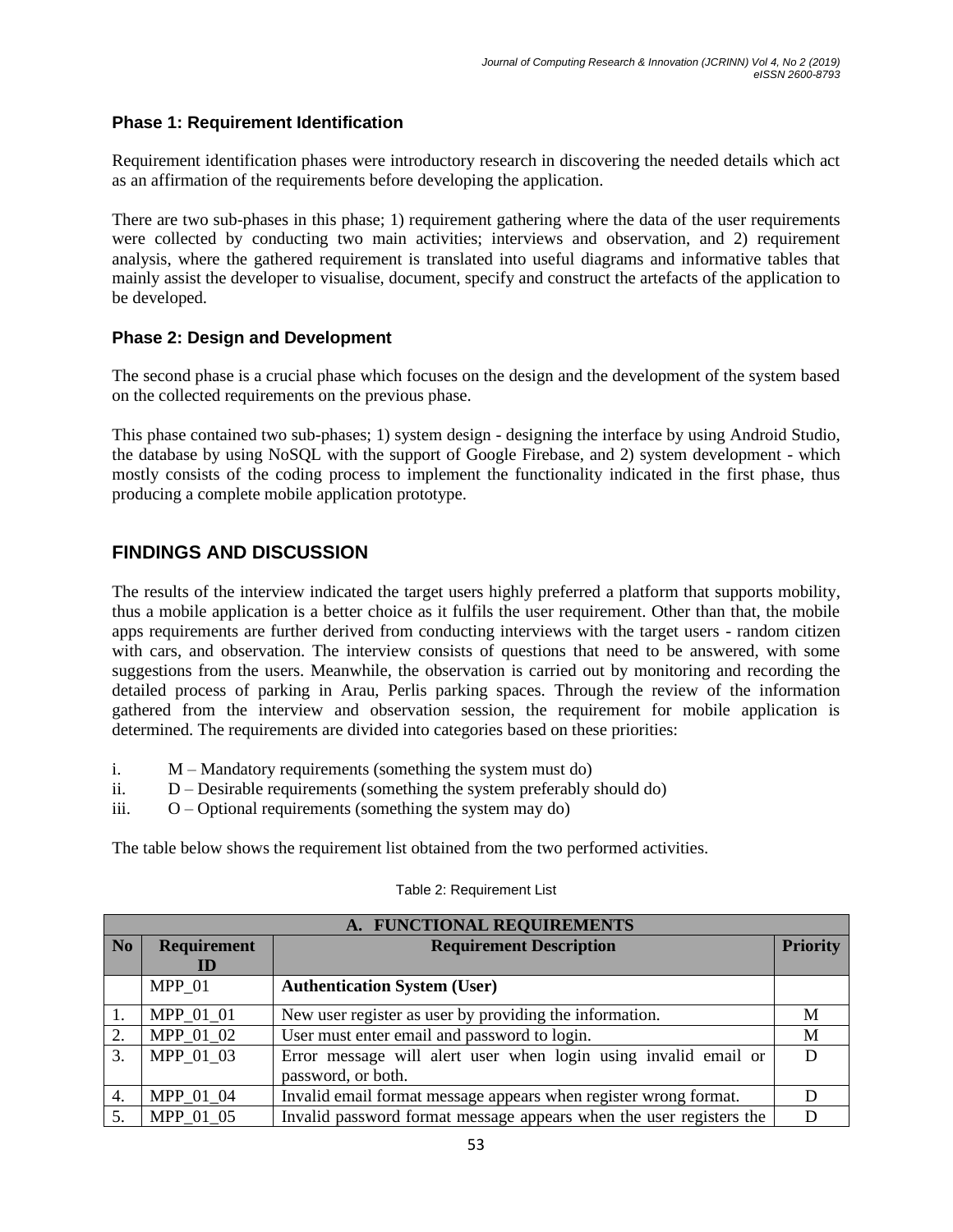### Phase 1: Requirement Identification

Requirement identification phases were introductory research in discovering the needed details which act as an affirmation of the requirements before developing the application.

There are two sub-phases in this phase; 1) requirement gathering where the data of the user requirements were collected by conducting two main activities; interviews and observation, and 2) requirement analysis, where the gathered requirement is translated into useful diagrams and informative tables that mainly assist the developer to visualise, document, specify and construct the artefacts of the application to be developed.

### Phase 2: Design and Development

The second phase is a crucial phase which focuses on the design and the development of the system based on the collected requirements on the previous phase.

This phase contained two sub-phases; 1) system design - designing the interface by using Android Studio, the database by using NoSQL with the support of Google Firebase, and 2) system development - which mostly consists of the coding process to implement the functionality indicated in the first phase, thus producing a complete mobile application prototype.

## FINDINGS AND DISCUSSION

The results of the interview indicated the target users highly preferred a platform that supports mobility, thus a mobile application is a better choice as it fulfils the user requirement. Other than that, the mobile apps requirements are further derived from conducting interviews with the target users - random citizen with cars, and observation. The interview consists of questions that need to be answered, with some suggestions from the users. Meanwhile, the observation is carried out by monitoring and recording the detailed process of parking in Arau, Perlis parking spaces. Through the review of the information gathered from the interview and observation session, the requirement for mobile application is determined. The requirements are divided into categories based on these priorities:

i. M – Mandatory requirements (something the system must do)
ii. D – Desirable requirements (something the system preferably should do)
iii. O – Optional requirements (something the system may do)

The table below shows the requirement list obtained from the two performed activities.

Table 2: Requirement List

| A. FUNCTIONAL REQUIREMENTS | | | |
|---|---|---|---|
| **No** | **Requirement ID** | **Requirement Description** | **Priority** |
| | MPP_01 | **Authentication System (User)** | |
| 1. | MPP_01_01 | New user register as user by providing the information. | M |
| 2. | MPP_01_02 | User must enter email and password to login. | M |
| 3. | MPP_01_03 | Error message will alert user when login using invalid email or password, or both. | D |
| 4. | MPP_01_04 | Invalid email format message appears when register wrong format. | D |
| 5. | MPP_01_05 | Invalid password format message appears when the user registers the | D |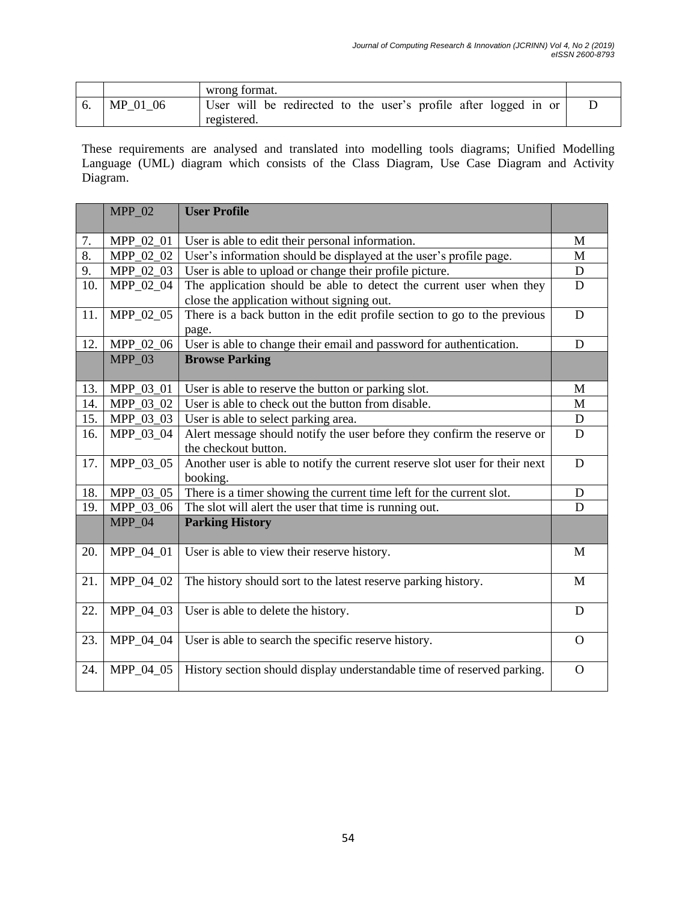| | | wrong format. | |
|---|---|---|---|
| 6. | MP_01_06 | User will be redirected to the user's profile after logged in or registered. | D |

These requirements are analysed and translated into modelling tools diagrams; Unified Modelling Language (UML) diagram which consists of the Class Diagram, Use Case Diagram and Activity Diagram.

| | MPP_02 | **User Profile** | |
|---|---|---|---|
| 7. | MPP_02_01 | User is able to edit their personal information. | M |
| 8. | MPP_02_02 | User's information should be displayed at the user's profile page. | M |
| 9. | MPP_02_03 | User is able to upload or change their profile picture. | D |
| 10. | MPP_02_04 | The application should be able to detect the current user when they close the application without signing out. | D |
| 11. | MPP_02_05 | There is a back button in the edit profile section to go to the previous page. | D |
| 12. | MPP_02_06 | User is able to change their email and password for authentication. | D |
| | MPP_03 | **Browse Parking** | |
| 13. | MPP_03_01 | User is able to reserve the button or parking slot. | M |
| 14. | MPP_03_02 | User is able to check out the button from disable. | M |
| 15. | MPP_03_03 | User is able to select parking area. | D |
| 16. | MPP_03_04 | Alert message should notify the user before they confirm the reserve or the checkout button. | D |
| 17. | MPP_03_05 | Another user is able to notify the current reserve slot user for their next booking. | D |
| 18. | MPP_03_05 | There is a timer showing the current time left for the current slot. | D |
| 19. | MPP_03_06 | The slot will alert the user that time is running out. | D |
| | MPP_04 | **Parking History** | |
| 20. | MPP_04_01 | User is able to view their reserve history. | M |
| 21. | MPP_04_02 | The history should sort to the latest reserve parking history. | M |
| 22. | MPP_04_03 | User is able to delete the history. | D |
| 23. | MPP_04_04 | User is able to search the specific reserve history. | O |
| 24. | MPP_04_05 | History section should display understandable time of reserved parking. | O |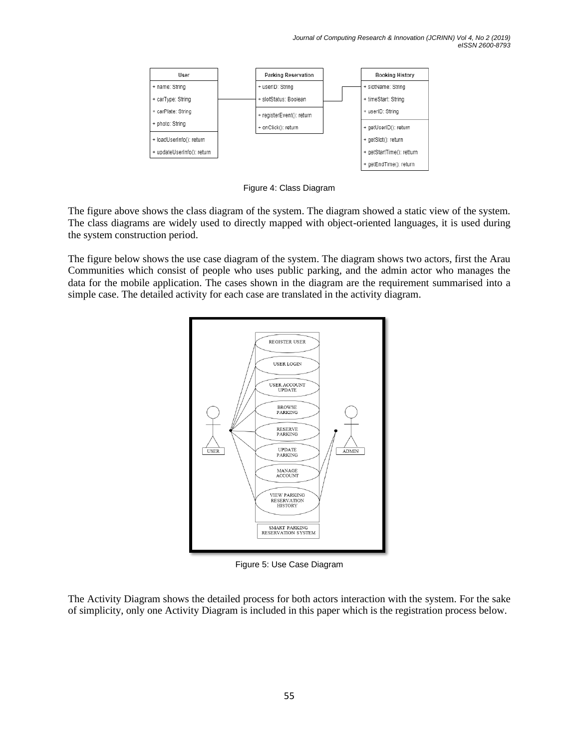Figure 4: Class Diagram

The figure above shows the class diagram of the system. The diagram showed a static view of the system. The class diagrams are widely used to directly mapped with object-oriented languages, it is used during the system construction period.

The figure below shows the use case diagram of the system. The diagram shows two actors, first the Arau Communities which consist of people who uses public parking, and the admin actor who manages the data for the mobile application. The cases shown in the diagram are the requirement summarised into a simple case. The detailed activity for each case are translated in the activity diagram.

Figure 5: Use Case Diagram

The Activity Diagram shows the detailed process for both actors interaction with the system. For the sake of simplicity, only one Activity Diagram is included in this paper which is the registration process below.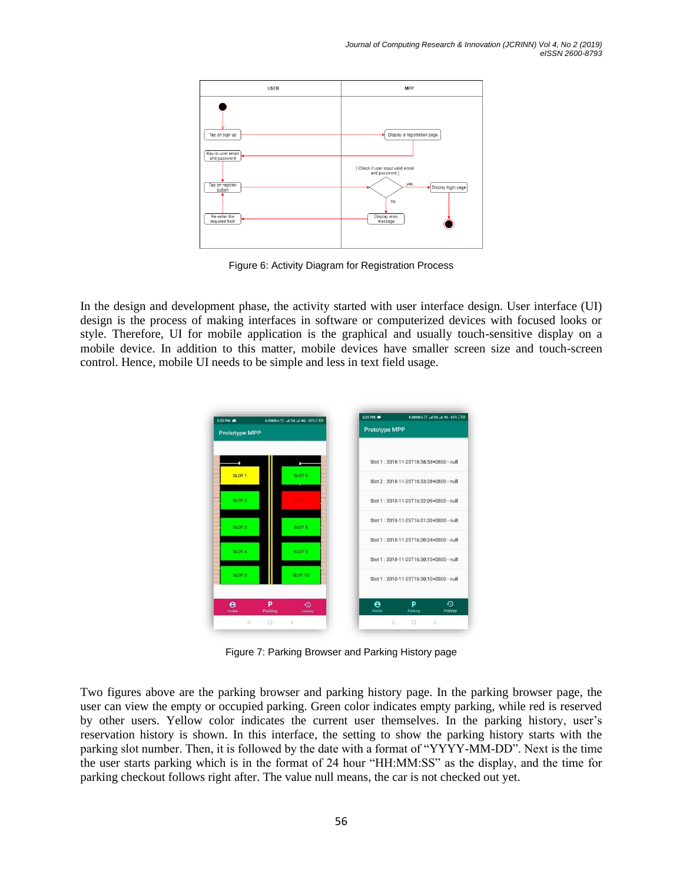Figure 6: Activity Diagram for Registration Process

In the design and development phase, the activity started with user interface design. User interface (UI) design is the process of making interfaces in software or computerized devices with focused looks or style. Therefore, UI for mobile application is the graphical and usually touch-sensitive display on a mobile device. In addition to this matter, mobile devices have smaller screen size and touch-screen control. Hence, mobile UI needs to be simple and less in text field usage.

Figure 7: Parking Browser and Parking History page

Two figures above are the parking browser and parking history page. In the parking browser page, the user can view the empty or occupied parking. Green color indicates empty parking, while red is reserved by other users. Yellow color indicates the current user themselves. In the parking history, user's reservation history is shown. In this interface, the setting to show the parking history starts with the parking slot number. Then, it is followed by the date with a format of "YYYY-MM-DD". Next is the time the user starts parking which is in the format of 24 hour "HH:MM:SS" as the display, and the time for parking checkout follows right after. The value null means, the car is not checked out yet.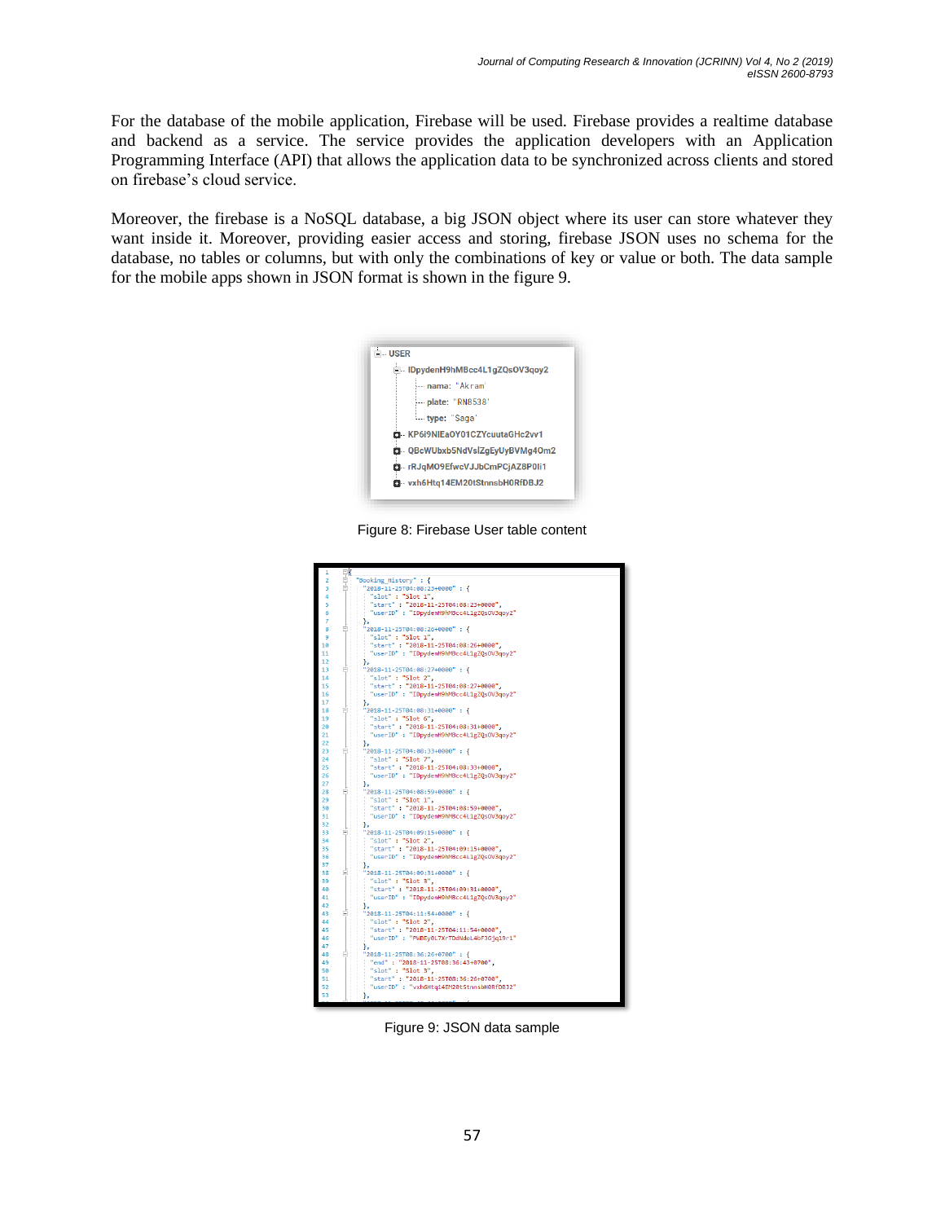For the database of the mobile application, Firebase will be used. Firebase provides a realtime database and backend as a service. The service provides the application developers with an Application Programming Interface (API) that allows the application data to be synchronized across clients and stored on firebase's cloud service.

Moreover, the firebase is a NoSQL database, a big JSON object where its user can store whatever they want inside it. Moreover, providing easier access and storing, firebase JSON uses no schema for the database, no tables or columns, but with only the combinations of key or value or both. The data sample for the mobile apps shown in JSON format is shown in the figure 9.

Figure 8: Firebase User table content

Figure 9: JSON data sample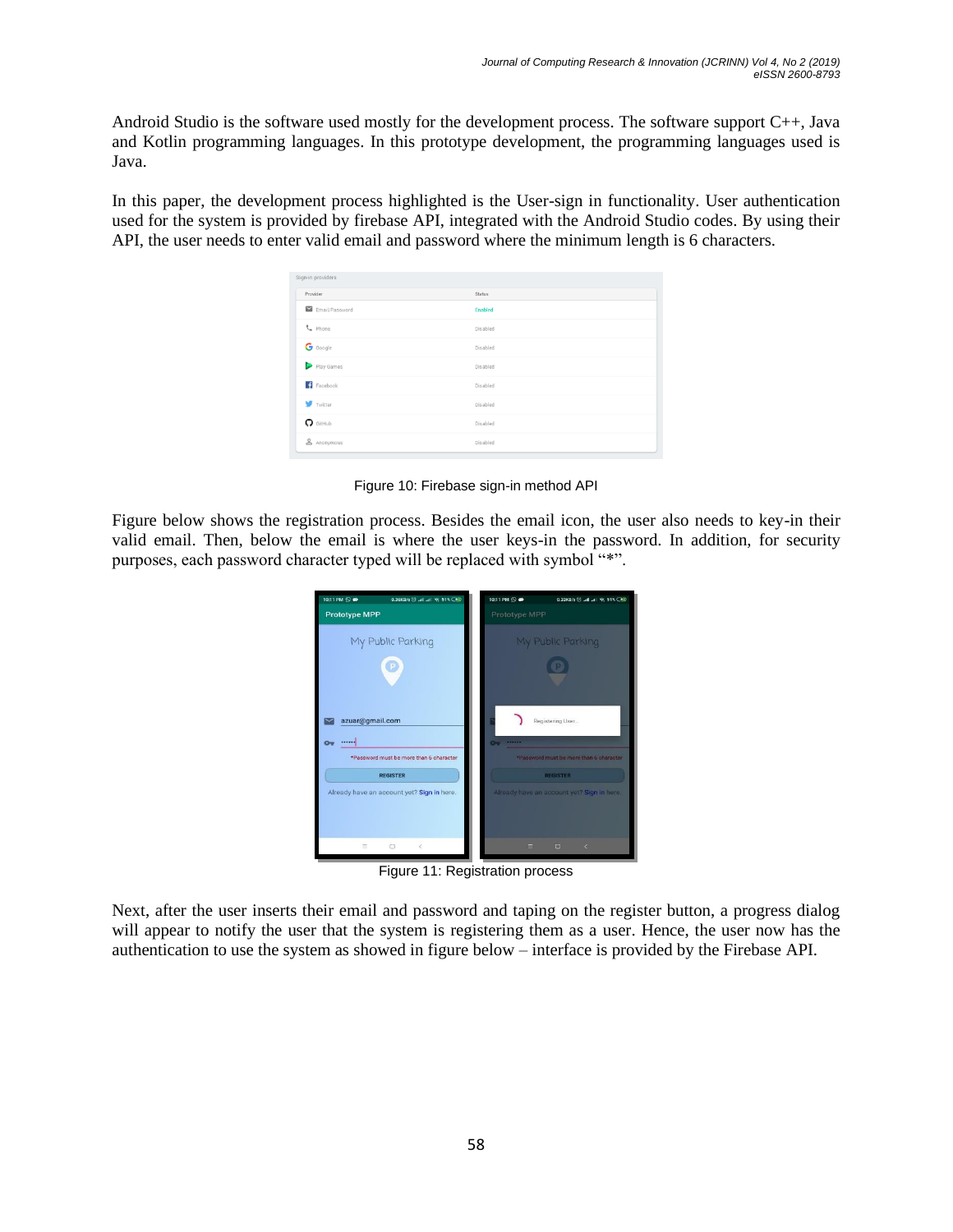Android Studio is the software used mostly for the development process. The software support C++, Java and Kotlin programming languages. In this prototype development, the programming languages used is Java.

In this paper, the development process highlighted is the User-sign in functionality. User authentication used for the system is provided by firebase API, integrated with the Android Studio codes. By using their API, the user needs to enter valid email and password where the minimum length is 6 characters.

Figure 10: Firebase sign-in method API

Figure below shows the registration process. Besides the email icon, the user also needs to key-in their valid email. Then, below the email is where the user keys-in the password. In addition, for security purposes, each password character typed will be replaced with symbol "*".

Figure 11: Registration process

Next, after the user inserts their email and password and taping on the register button, a progress dialog will appear to notify the user that the system is registering them as a user. Hence, the user now has the authentication to use the system as showed in figure below – interface is provided by the Firebase API.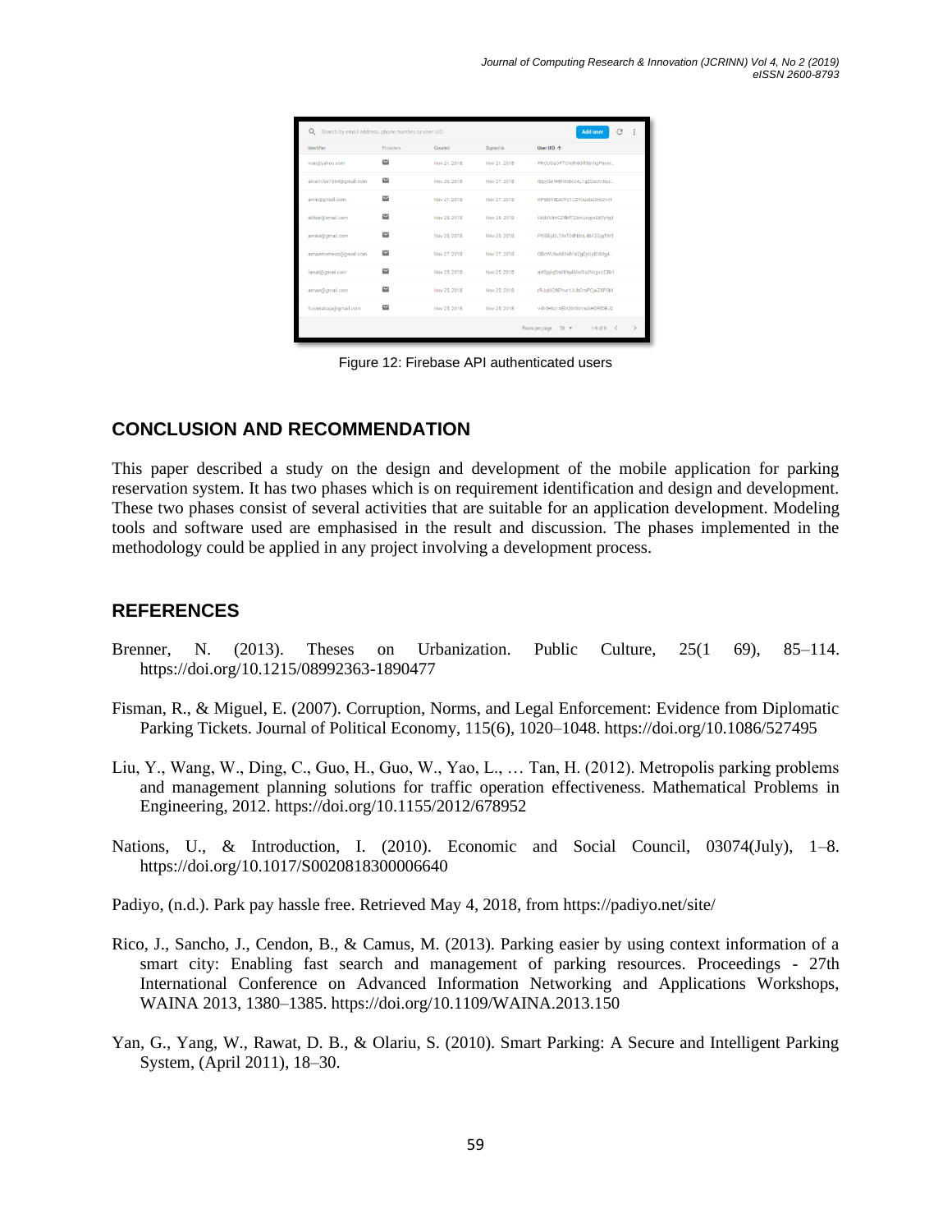Figure 12: Firebase API authenticated users

## CONCLUSION AND RECOMMENDATION

This paper described a study on the design and development of the mobile application for parking reservation system. It has two phases which is on requirement identification and design and development. These two phases consist of several activities that are suitable for an application development. Modeling tools and software used are emphasised in the result and discussion. The phases implemented in the methodology could be applied in any project involving a development process.

## REFERENCES

Brenner, N. (2013). Theses on Urbanization. Public Culture, 25(1 69), 85–114. https://doi.org/10.1215/08992363-1890477

Fisman, R., & Miguel, E. (2007). Corruption, Norms, and Legal Enforcement: Evidence from Diplomatic Parking Tickets. Journal of Political Economy, 115(6), 1020–1048. https://doi.org/10.1086/527495

Liu, Y., Wang, W., Ding, C., Guo, H., Guo, W., Yao, L., … Tan, H. (2012). Metropolis parking problems and management planning solutions for traffic operation effectiveness. Mathematical Problems in Engineering, 2012. https://doi.org/10.1155/2012/678952

Nations, U., & Introduction, I. (2010). Economic and Social Council, 03074(July), 1–8. https://doi.org/10.1017/S0020818300006640

Padiyo, (n.d.). Park pay hassle free. Retrieved May 4, 2018, from https://padiyo.net/site/

Rico, J., Sancho, J., Cendon, B., & Camus, M. (2013). Parking easier by using context information of a smart city: Enabling fast search and management of parking resources. Proceedings - 27th International Conference on Advanced Information Networking and Applications Workshops, WAINA 2013, 1380–1385. https://doi.org/10.1109/WAINA.2013.150

Yan, G., Yang, W., Rawat, D. B., & Olariu, S. (2010). Smart Parking: A Secure and Intelligent Parking System, (April 2011), 18–30.